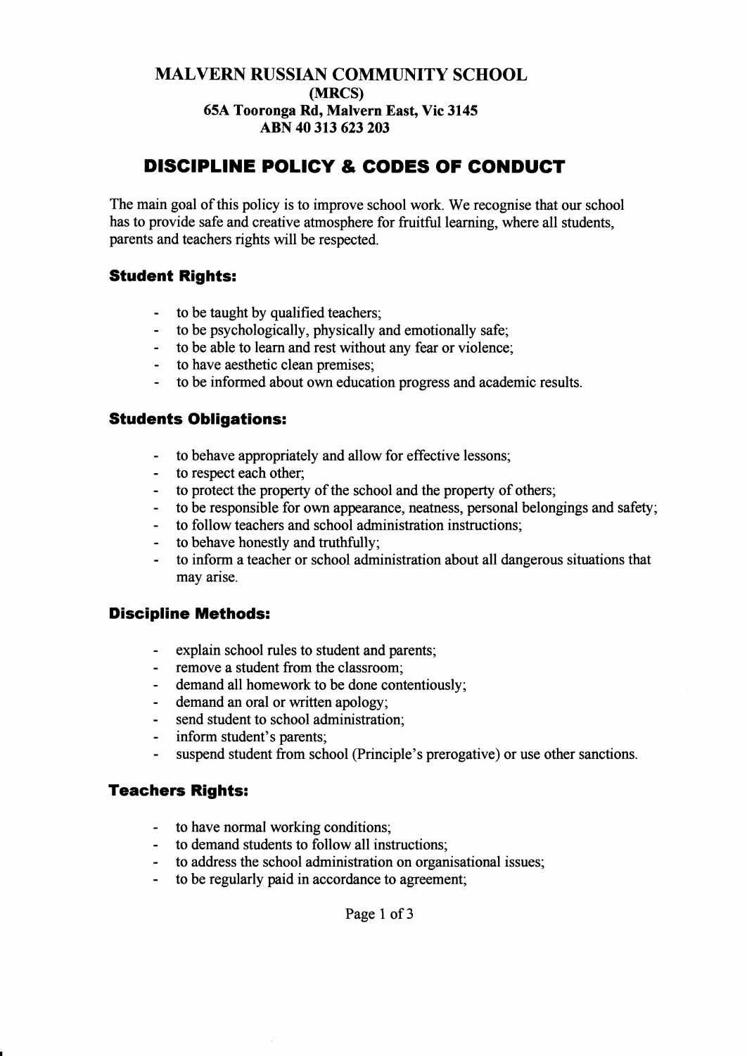# MALVERN RUSSIAN COMMUNITY SCHOOL
## (MRCS)
### 65A Tooronga Rd, Malvern East, Vic 3145
### ABN 40 313 623 203

# DISCIPLINE POLICY & CODES OF CONDUCT

The main goal of this policy is to improve school work. We recognise that our school has to provide safe and creative atmosphere for fruitful learning, where all students, parents and teachers rights will be respected.

## Student Rights:

- to be taught by qualified teachers;
- to be psychologically, physically and emotionally safe;
- to be able to learn and rest without any fear or violence;
- to have aesthetic clean premises;
- to be informed about own education progress and academic results.

## Students Obligations:

- to behave appropriately and allow for effective lessons;
- to respect each other;
- to protect the property of the school and the property of others;
- to be responsible for own appearance, neatness, personal belongings and safety;
- to follow teachers and school administration instructions;
- to behave honestly and truthfully;
- to inform a teacher or school administration about all dangerous situations that may arise.

## Discipline Methods:

- explain school rules to student and parents;
- remove a student from the classroom;
- demand all homework to be done contentiously;
- demand an oral or written apology;
- send student to school administration;
- inform student's parents;
- suspend student from school (Principle's prerogative) or use other sanctions.

## Teachers Rights:

- to have normal working conditions;
- to demand students to follow all instructions;
- to address the school administration on organisational issues;
- to be regularly paid in accordance to agreement;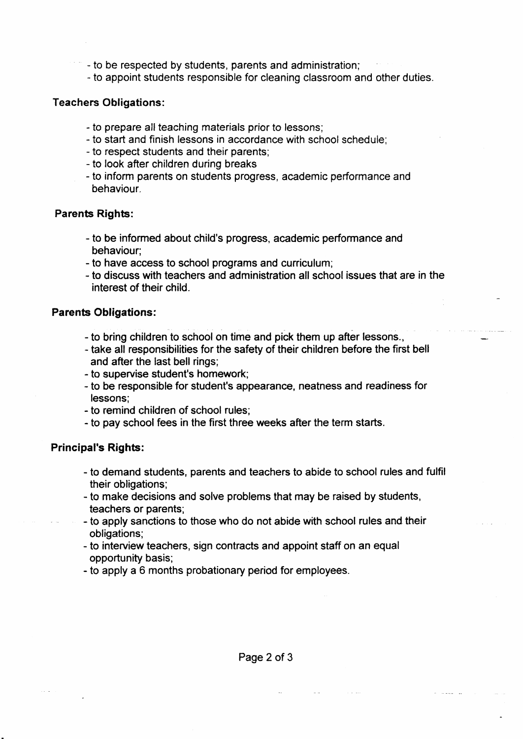- to be respected by students, parents and administration;
- to appoint students responsible for cleaning classroom and other duties.

**Teachers Obligations:**

- to prepare all teaching materials prior to lessons;
- to start and finish lessons in accordance with school schedule;
- to respect students and their parents;
- to look after children during breaks
- to inform parents on students progress, academic performance and behaviour.

**Parents Rights:**

- to be informed about child's progress, academic performance and behaviour;
- to have access to school programs and curriculum;
- to discuss with teachers and administration all school issues that are in the interest of their child.

**Parents Obligations:**

- to bring children to school on time and pick them up after lessons.,
- take all responsibilities for the safety of their children before the first bell and after the last bell rings;
- to supervise student's homework;
- to be responsible for student's appearance, neatness and readiness for lessons;
- to remind children of school rules;
- to pay school fees in the first three weeks after the term starts.

**Principal's Rights:**

- to demand students, parents and teachers to abide to school rules and fulfil their obligations;
- to make decisions and solve problems that may be raised by students, teachers or parents;
- to apply sanctions to those who do not abide with school rules and their obligations;
- to interview teachers, sign contracts and appoint staff on an equal opportunity basis;
- to apply a 6 months probationary period for employees.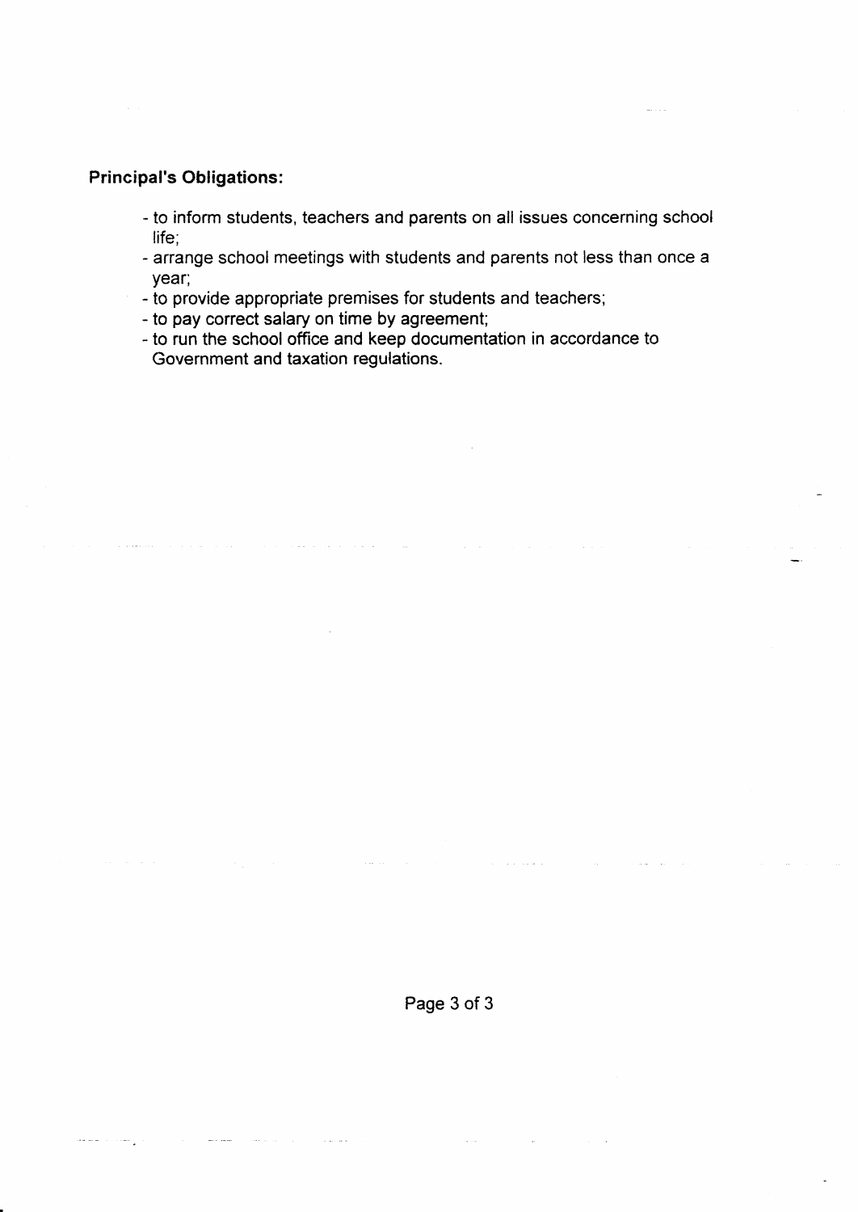**Principal's Obligations:**

- to inform students, teachers and parents on all issues concerning school life;
- arrange school meetings with students and parents not less than once a year;
- to provide appropriate premises for students and teachers;
- to pay correct salary on time by agreement;
- to run the school office and keep documentation in accordance to Government and taxation regulations.